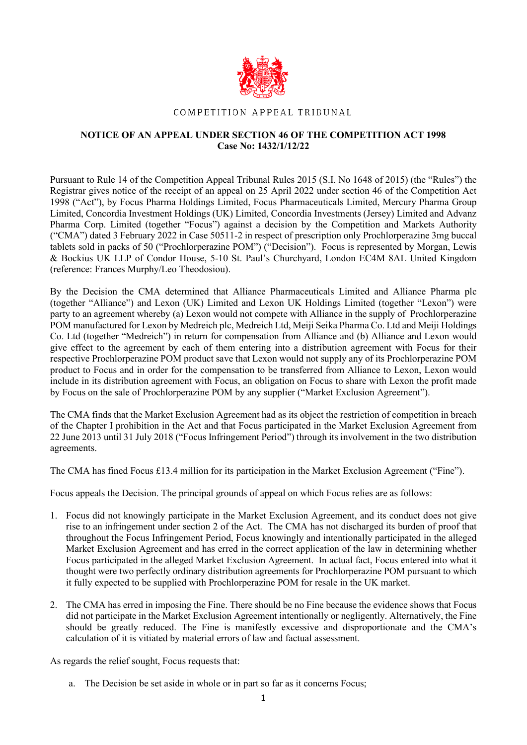COMPETITION APPEAL TRIBUNAL

**NOTICE OF AN APPEAL UNDER SECTION 46 OF THE COMPETITION ACT 1998**
**Case No: 1432/1/12/22**

Pursuant to Rule 14 of the Competition Appeal Tribunal Rules 2015 (S.I. No 1648 of 2015) (the "Rules") the Registrar gives notice of the receipt of an appeal on 25 April 2022 under section 46 of the Competition Act 1998 ("Act"), by Focus Pharma Holdings Limited, Focus Pharmaceuticals Limited, Mercury Pharma Group Limited, Concordia Investment Holdings (UK) Limited, Concordia Investments (Jersey) Limited and Advanz Pharma Corp. Limited (together "Focus") against a decision by the Competition and Markets Authority ("CMA") dated 3 February 2022 in Case 50511-2 in respect of prescription only Prochlorperazine 3mg buccal tablets sold in packs of 50 ("Prochlorperazine POM") ("Decision"). Focus is represented by Morgan, Lewis & Bockius UK LLP of Condor House, 5-10 St. Paul's Churchyard, London EC4M 8AL United Kingdom (reference: Frances Murphy/Leo Theodosiou).

By the Decision the CMA determined that Alliance Pharmaceuticals Limited and Alliance Pharma plc (together "Alliance") and Lexon (UK) Limited and Lexon UK Holdings Limited (together "Lexon") were party to an agreement whereby (a) Lexon would not compete with Alliance in the supply of Prochlorperazine POM manufactured for Lexon by Medreich plc, Medreich Ltd, Meiji Seika Pharma Co. Ltd and Meiji Holdings Co. Ltd (together "Medreich") in return for compensation from Alliance and (b) Alliance and Lexon would give effect to the agreement by each of them entering into a distribution agreement with Focus for their respective Prochlorperazine POM product save that Lexon would not supply any of its Prochlorperazine POM product to Focus and in order for the compensation to be transferred from Alliance to Lexon, Lexon would include in its distribution agreement with Focus, an obligation on Focus to share with Lexon the profit made by Focus on the sale of Prochlorperazine POM by any supplier ("Market Exclusion Agreement").

The CMA finds that the Market Exclusion Agreement had as its object the restriction of competition in breach of the Chapter I prohibition in the Act and that Focus participated in the Market Exclusion Agreement from 22 June 2013 until 31 July 2018 ("Focus Infringement Period") through its involvement in the two distribution agreements.

The CMA has fined Focus £13.4 million for its participation in the Market Exclusion Agreement ("Fine").

Focus appeals the Decision. The principal grounds of appeal on which Focus relies are as follows:

1. Focus did not knowingly participate in the Market Exclusion Agreement, and its conduct does not give rise to an infringement under section 2 of the Act. The CMA has not discharged its burden of proof that throughout the Focus Infringement Period, Focus knowingly and intentionally participated in the alleged Market Exclusion Agreement and has erred in the correct application of the law in determining whether Focus participated in the alleged Market Exclusion Agreement. In actual fact, Focus entered into what it thought were two perfectly ordinary distribution agreements for Prochlorperazine POM pursuant to which it fully expected to be supplied with Prochlorperazine POM for resale in the UK market.

2. The CMA has erred in imposing the Fine. There should be no Fine because the evidence shows that Focus did not participate in the Market Exclusion Agreement intentionally or negligently. Alternatively, the Fine should be greatly reduced. The Fine is manifestly excessive and disproportionate and the CMA's calculation of it is vitiated by material errors of law and factual assessment.

As regards the relief sought, Focus requests that:

a. The Decision be set aside in whole or in part so far as it concerns Focus;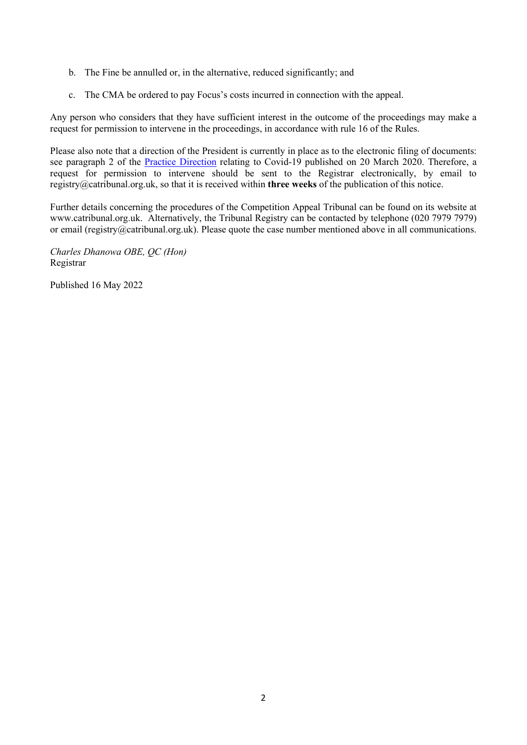b. The Fine be annulled or, in the alternative, reduced significantly; and

c. The CMA be ordered to pay Focus's costs incurred in connection with the appeal.

Any person who considers that they have sufficient interest in the outcome of the proceedings may make a request for permission to intervene in the proceedings, in accordance with rule 16 of the Rules.

Please also note that a direction of the President is currently in place as to the electronic filing of documents: see paragraph 2 of the Practice Direction relating to Covid-19 published on 20 March 2020. Therefore, a request for permission to intervene should be sent to the Registrar electronically, by email to registry@catribunal.org.uk, so that it is received within **three weeks** of the publication of this notice.

Further details concerning the procedures of the Competition Appeal Tribunal can be found on its website at www.catribunal.org.uk. Alternatively, the Tribunal Registry can be contacted by telephone (020 7979 7979) or email (registry@catribunal.org.uk). Please quote the case number mentioned above in all communications.

*Charles Dhanowa OBE, QC (Hon)*
Registrar

Published 16 May 2022